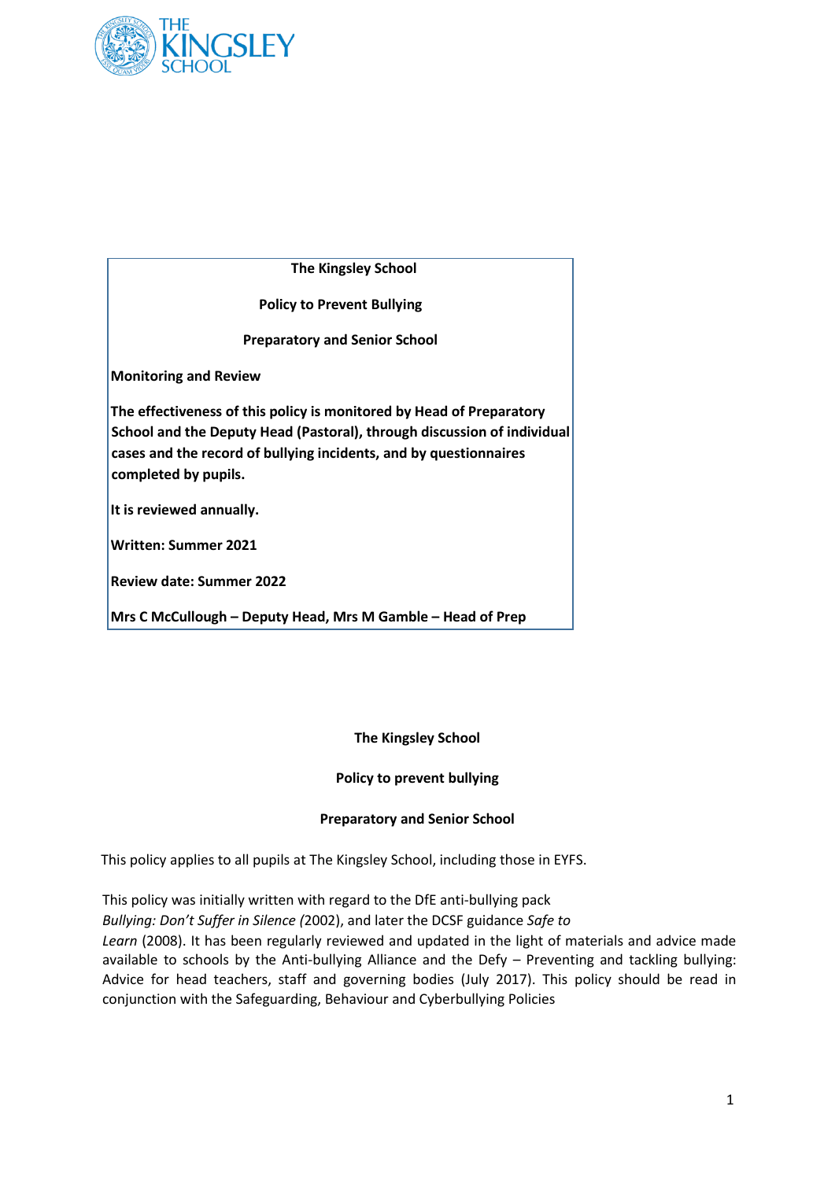**The Kingsley School**

**Policy to Prevent Bullying**

**Preparatory and Senior School**

**Monitoring and Review**

**The effectiveness of this policy is monitored by Head of Preparatory School and the Deputy Head (Pastoral), through discussion of individual cases and the record of bullying incidents, and by questionnaires completed by pupils.**

**It is reviewed annually.**

**Written: Summer 2021**

**Review date: Summer 2022**

**Mrs C McCullough – Deputy Head, Mrs M Gamble – Head of Prep**

# The Kingsley School

## Policy to prevent bullying

## Preparatory and Senior School

This policy applies to all pupils at The Kingsley School, including those in EYFS.

This policy was initially written with regard to the DfE anti-bullying pack *Bullying: Don't Suffer in Silence (*2002), and later the DCSF guidance *Safe to Learn* (2008). It has been regularly reviewed and updated in the light of materials and advice made available to schools by the Anti-bullying Alliance and the Defy – Preventing and tackling bullying: Advice for head teachers, staff and governing bodies (July 2017). This policy should be read in conjunction with the Safeguarding, Behaviour and Cyberbullying Policies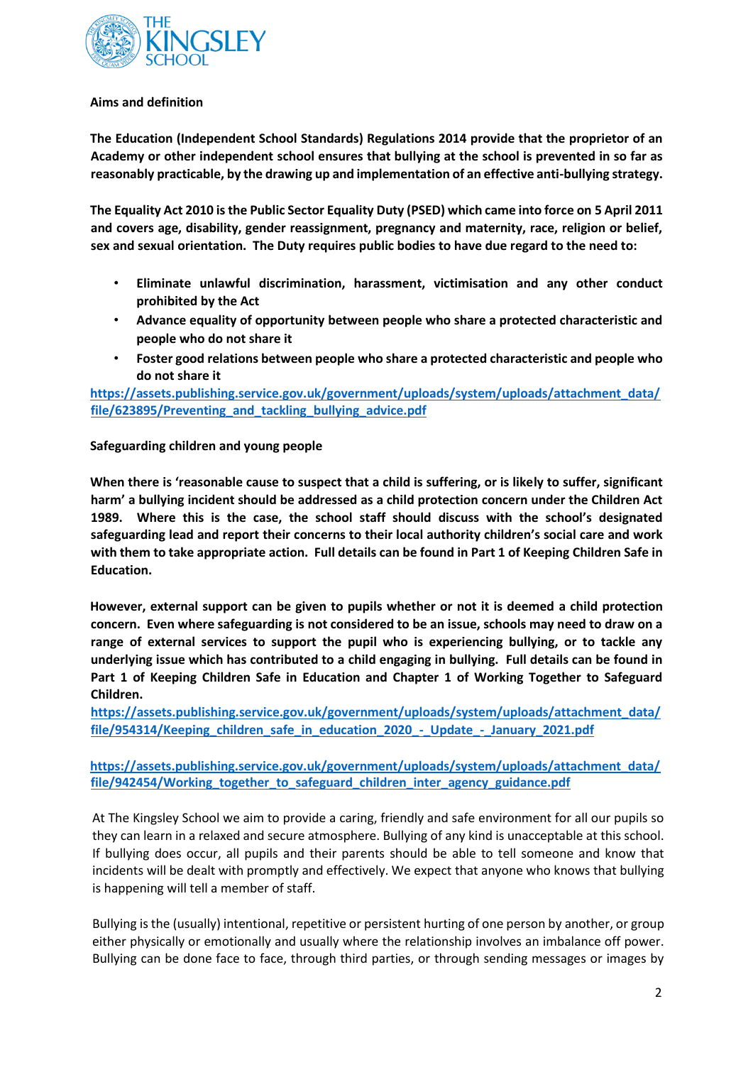**Aims and definition**

**The Education (Independent School Standards) Regulations 2014 provide that the proprietor of an Academy or other independent school ensures that bullying at the school is prevented in so far as reasonably practicable, by the drawing up and implementation of an effective anti-bullying strategy.**

**The Equality Act 2010 is the Public Sector Equality Duty (PSED) which came into force on 5 April 2011 and covers age, disability, gender reassignment, pregnancy and maternity, race, religion or belief, sex and sexual orientation. The Duty requires public bodies to have due regard to the need to:**

- **Eliminate unlawful discrimination, harassment, victimisation and any other conduct prohibited by the Act**
- **Advance equality of opportunity between people who share a protected characteristic and people who do not share it**
- **Foster good relations between people who share a protected characteristic and people who do not share it**

**https://assets.publishing.service.gov.uk/government/uploads/system/uploads/attachment_data/file/623895/Preventing_and_tackling_bullying_advice.pdf**

**Safeguarding children and young people**

**When there is 'reasonable cause to suspect that a child is suffering, or is likely to suffer, significant harm' a bullying incident should be addressed as a child protection concern under the Children Act 1989. Where this is the case, the school staff should discuss with the school's designated safeguarding lead and report their concerns to their local authority children's social care and work with them to take appropriate action. Full details can be found in Part 1 of Keeping Children Safe in Education.**

**However, external support can be given to pupils whether or not it is deemed a child protection concern. Even where safeguarding is not considered to be an issue, schools may need to draw on a range of external services to support the pupil who is experiencing bullying, or to tackle any underlying issue which has contributed to a child engaging in bullying. Full details can be found in Part 1 of Keeping Children Safe in Education and Chapter 1 of Working Together to Safeguard Children.**

**https://assets.publishing.service.gov.uk/government/uploads/system/uploads/attachment_data/file/954314/Keeping_children_safe_in_education_2020_-_Update_-_January_2021.pdf**

**https://assets.publishing.service.gov.uk/government/uploads/system/uploads/attachment_data/file/942454/Working_together_to_safeguard_children_inter_agency_guidance.pdf**

At The Kingsley School we aim to provide a caring, friendly and safe environment for all our pupils so they can learn in a relaxed and secure atmosphere. Bullying of any kind is unacceptable at this school. If bullying does occur, all pupils and their parents should be able to tell someone and know that incidents will be dealt with promptly and effectively. We expect that anyone who knows that bullying is happening will tell a member of staff.

Bullying is the (usually) intentional, repetitive or persistent hurting of one person by another, or group either physically or emotionally and usually where the relationship involves an imbalance off power. Bullying can be done face to face, through third parties, or through sending messages or images by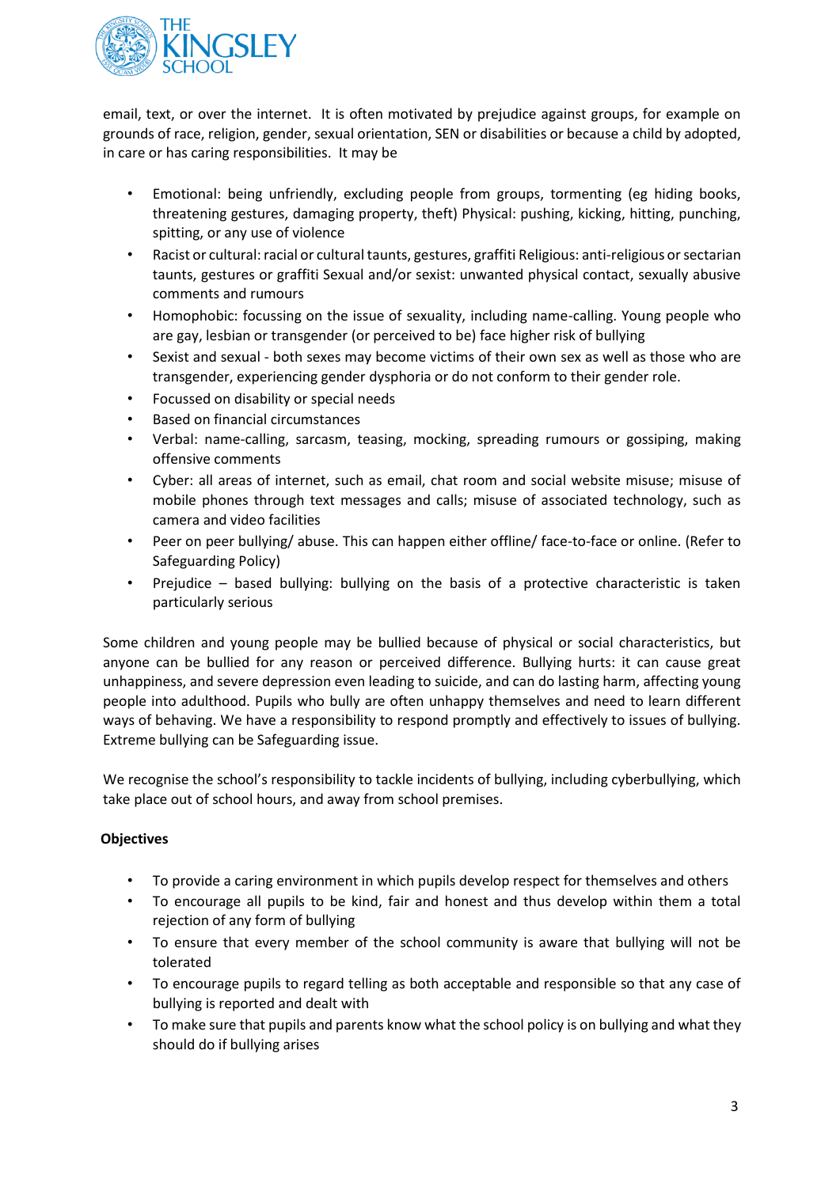email, text, or over the internet. It is often motivated by prejudice against groups, for example on grounds of race, religion, gender, sexual orientation, SEN or disabilities or because a child by adopted, in care or has caring responsibilities. It may be

- Emotional: being unfriendly, excluding people from groups, tormenting (eg hiding books, threatening gestures, damaging property, theft) Physical: pushing, kicking, hitting, punching, spitting, or any use of violence
- Racist or cultural: racial or cultural taunts, gestures, graffiti Religious: anti-religious or sectarian taunts, gestures or graffiti Sexual and/or sexist: unwanted physical contact, sexually abusive comments and rumours
- Homophobic: focussing on the issue of sexuality, including name-calling. Young people who are gay, lesbian or transgender (or perceived to be) face higher risk of bullying
- Sexist and sexual - both sexes may become victims of their own sex as well as those who are transgender, experiencing gender dysphoria or do not conform to their gender role.
- Focussed on disability or special needs
- Based on financial circumstances
- Verbal: name-calling, sarcasm, teasing, mocking, spreading rumours or gossiping, making offensive comments
- Cyber: all areas of internet, such as email, chat room and social website misuse; misuse of mobile phones through text messages and calls; misuse of associated technology, such as camera and video facilities
- Peer on peer bullying/ abuse. This can happen either offline/ face-to-face or online. (Refer to Safeguarding Policy)
- Prejudice – based bullying: bullying on the basis of a protective characteristic is taken particularly serious

Some children and young people may be bullied because of physical or social characteristics, but anyone can be bullied for any reason or perceived difference. Bullying hurts: it can cause great unhappiness, and severe depression even leading to suicide, and can do lasting harm, affecting young people into adulthood. Pupils who bully are often unhappy themselves and need to learn different ways of behaving. We have a responsibility to respond promptly and effectively to issues of bullying. Extreme bullying can be Safeguarding issue.

We recognise the school's responsibility to tackle incidents of bullying, including cyberbullying, which take place out of school hours, and away from school premises.

**Objectives**

- To provide a caring environment in which pupils develop respect for themselves and others
- To encourage all pupils to be kind, fair and honest and thus develop within them a total rejection of any form of bullying
- To ensure that every member of the school community is aware that bullying will not be tolerated
- To encourage pupils to regard telling as both acceptable and responsible so that any case of bullying is reported and dealt with
- To make sure that pupils and parents know what the school policy is on bullying and what they should do if bullying arises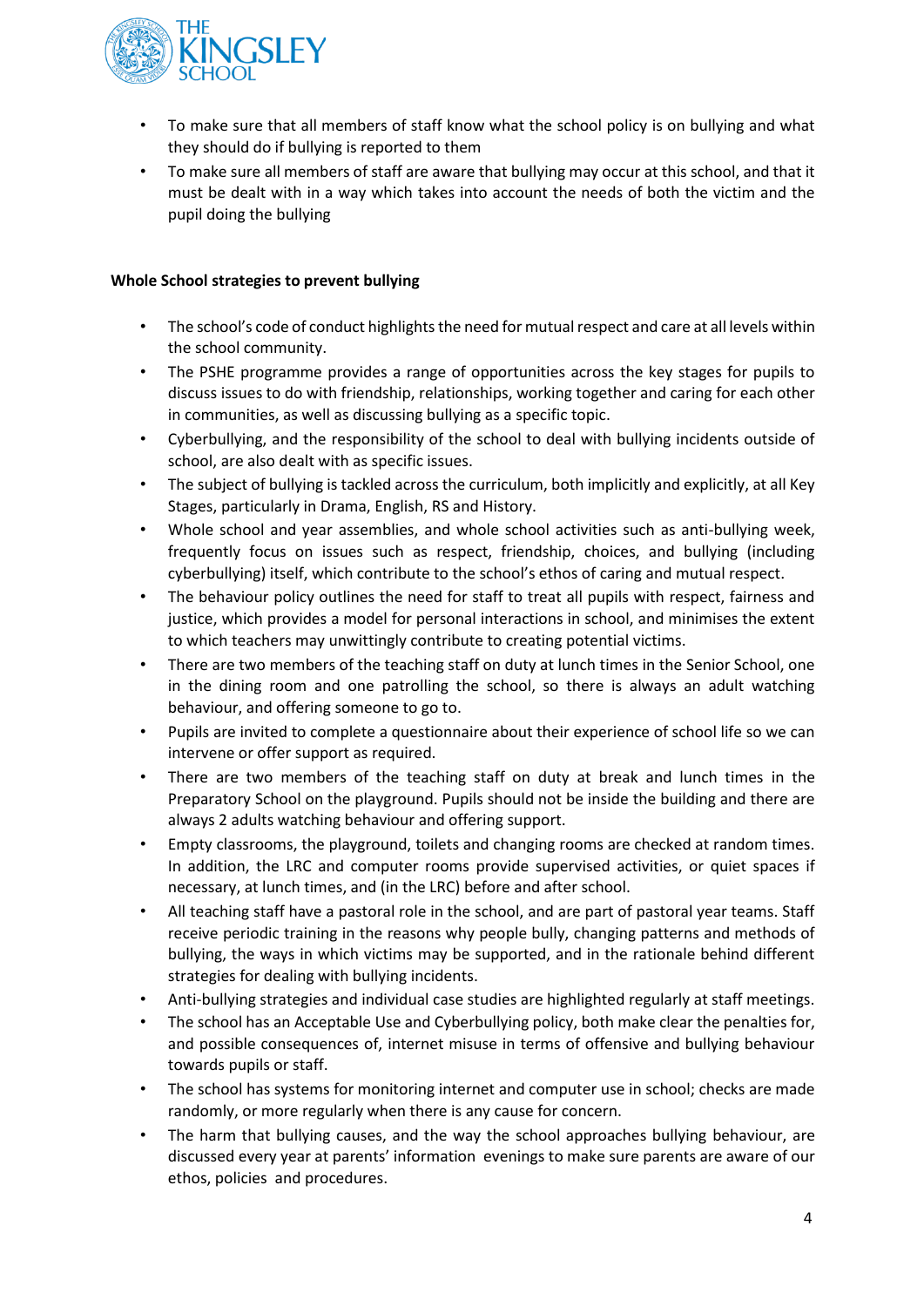- To make sure that all members of staff know what the school policy is on bullying and what they should do if bullying is reported to them
- To make sure all members of staff are aware that bullying may occur at this school, and that it must be dealt with in a way which takes into account the needs of both the victim and the pupil doing the bullying

**Whole School strategies to prevent bullying**

- The school's code of conduct highlights the need for mutual respect and care at all levels within the school community.
- The PSHE programme provides a range of opportunities across the key stages for pupils to discuss issues to do with friendship, relationships, working together and caring for each other in communities, as well as discussing bullying as a specific topic.
- Cyberbullying, and the responsibility of the school to deal with bullying incidents outside of school, are also dealt with as specific issues.
- The subject of bullying is tackled across the curriculum, both implicitly and explicitly, at all Key Stages, particularly in Drama, English, RS and History.
- Whole school and year assemblies, and whole school activities such as anti-bullying week, frequently focus on issues such as respect, friendship, choices, and bullying (including cyberbullying) itself, which contribute to the school's ethos of caring and mutual respect.
- The behaviour policy outlines the need for staff to treat all pupils with respect, fairness and justice, which provides a model for personal interactions in school, and minimises the extent to which teachers may unwittingly contribute to creating potential victims.
- There are two members of the teaching staff on duty at lunch times in the Senior School, one in the dining room and one patrolling the school, so there is always an adult watching behaviour, and offering someone to go to.
- Pupils are invited to complete a questionnaire about their experience of school life so we can intervene or offer support as required.
- There are two members of the teaching staff on duty at break and lunch times in the Preparatory School on the playground. Pupils should not be inside the building and there are always 2 adults watching behaviour and offering support.
- Empty classrooms, the playground, toilets and changing rooms are checked at random times. In addition, the LRC and computer rooms provide supervised activities, or quiet spaces if necessary, at lunch times, and (in the LRC) before and after school.
- All teaching staff have a pastoral role in the school, and are part of pastoral year teams. Staff receive periodic training in the reasons why people bully, changing patterns and methods of bullying, the ways in which victims may be supported, and in the rationale behind different strategies for dealing with bullying incidents.
- Anti-bullying strategies and individual case studies are highlighted regularly at staff meetings.
- The school has an Acceptable Use and Cyberbullying policy, both make clear the penalties for, and possible consequences of, internet misuse in terms of offensive and bullying behaviour towards pupils or staff.
- The school has systems for monitoring internet and computer use in school; checks are made randomly, or more regularly when there is any cause for concern.
- The harm that bullying causes, and the way the school approaches bullying behaviour, are discussed every year at parents' information evenings to make sure parents are aware of our ethos, policies and procedures.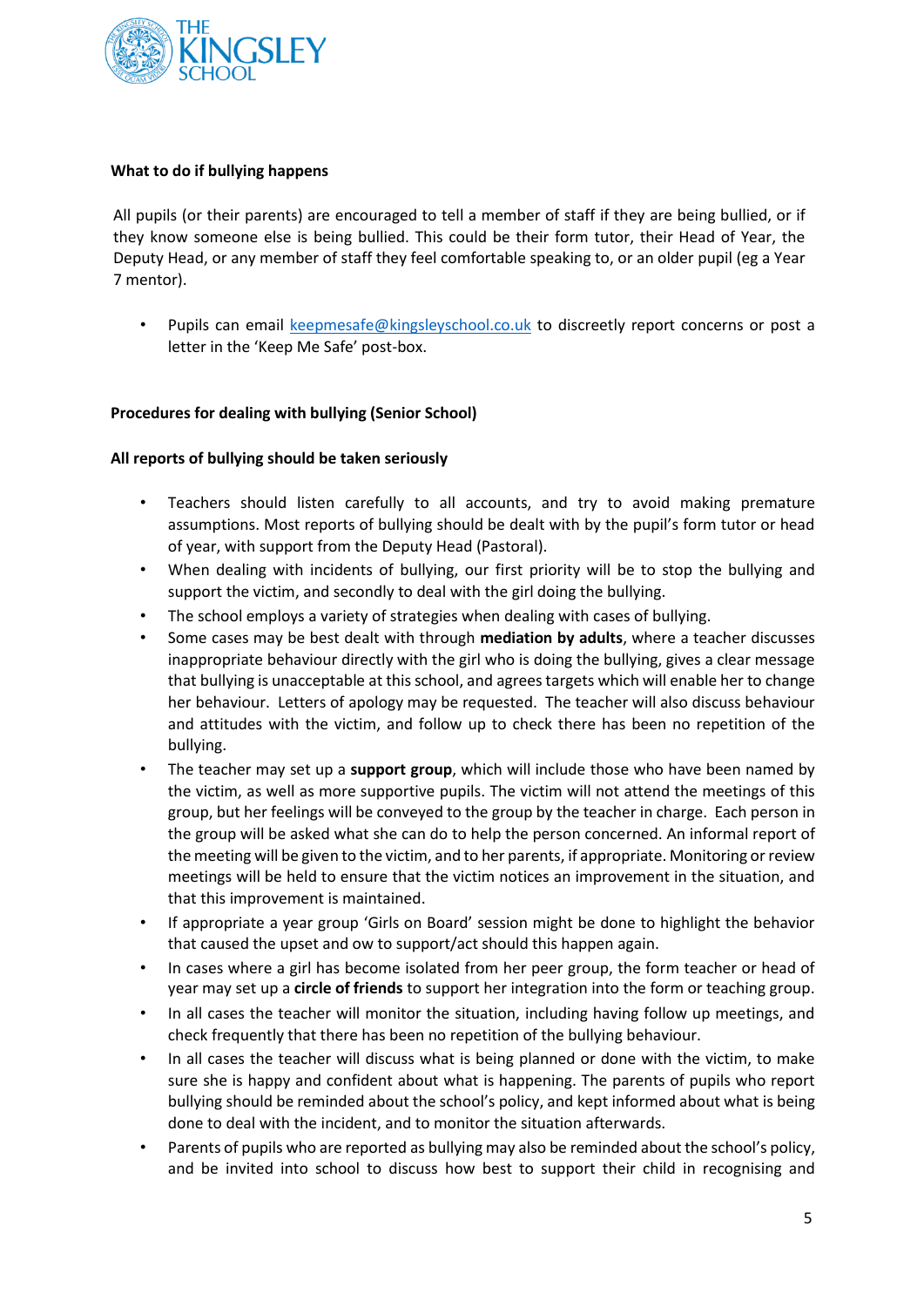**What to do if bullying happens**

All pupils (or their parents) are encouraged to tell a member of staff if they are being bullied, or if they know someone else is being bullied. This could be their form tutor, their Head of Year, the Deputy Head, or any member of staff they feel comfortable speaking to, or an older pupil (eg a Year 7 mentor).

- Pupils can email keepmesafe@kingsleyschool.co.uk to discreetly report concerns or post a letter in the 'Keep Me Safe' post-box.

**Procedures for dealing with bullying (Senior School)**

**All reports of bullying should be taken seriously**

- Teachers should listen carefully to all accounts, and try to avoid making premature assumptions. Most reports of bullying should be dealt with by the pupil's form tutor or head of year, with support from the Deputy Head (Pastoral).
- When dealing with incidents of bullying, our first priority will be to stop the bullying and support the victim, and secondly to deal with the girl doing the bullying.
- The school employs a variety of strategies when dealing with cases of bullying.
- Some cases may be best dealt with through **mediation by adults**, where a teacher discusses inappropriate behaviour directly with the girl who is doing the bullying, gives a clear message that bullying is unacceptable at this school, and agrees targets which will enable her to change her behaviour. Letters of apology may be requested. The teacher will also discuss behaviour and attitudes with the victim, and follow up to check there has been no repetition of the bullying.
- The teacher may set up a **support group**, which will include those who have been named by the victim, as well as more supportive pupils. The victim will not attend the meetings of this group, but her feelings will be conveyed to the group by the teacher in charge. Each person in the group will be asked what she can do to help the person concerned. An informal report of the meeting will be given to the victim, and to her parents, if appropriate. Monitoring or review meetings will be held to ensure that the victim notices an improvement in the situation, and that this improvement is maintained.
- If appropriate a year group 'Girls on Board' session might be done to highlight the behavior that caused the upset and ow to support/act should this happen again.
- In cases where a girl has become isolated from her peer group, the form teacher or head of year may set up a **circle of friends** to support her integration into the form or teaching group.
- In all cases the teacher will monitor the situation, including having follow up meetings, and check frequently that there has been no repetition of the bullying behaviour.
- In all cases the teacher will discuss what is being planned or done with the victim, to make sure she is happy and confident about what is happening. The parents of pupils who report bullying should be reminded about the school's policy, and kept informed about what is being done to deal with the incident, and to monitor the situation afterwards.
- Parents of pupils who are reported as bullying may also be reminded about the school's policy, and be invited into school to discuss how best to support their child in recognising and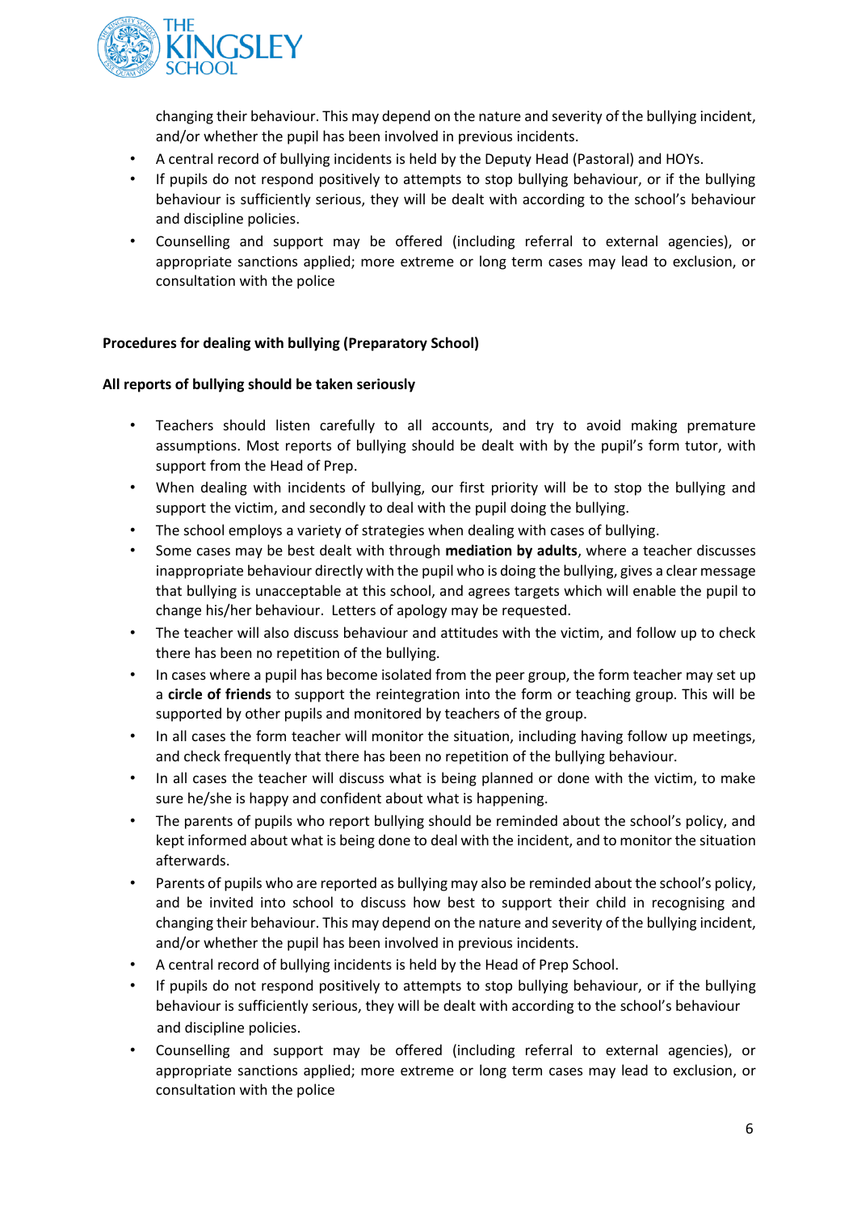changing their behaviour. This may depend on the nature and severity of the bullying incident, and/or whether the pupil has been involved in previous incidents.

- A central record of bullying incidents is held by the Deputy Head (Pastoral) and HOYs.
- If pupils do not respond positively to attempts to stop bullying behaviour, or if the bullying behaviour is sufficiently serious, they will be dealt with according to the school's behaviour and discipline policies.
- Counselling and support may be offered (including referral to external agencies), or appropriate sanctions applied; more extreme or long term cases may lead to exclusion, or consultation with the police

**Procedures for dealing with bullying (Preparatory School)**

**All reports of bullying should be taken seriously**

- Teachers should listen carefully to all accounts, and try to avoid making premature assumptions. Most reports of bullying should be dealt with by the pupil's form tutor, with support from the Head of Prep.
- When dealing with incidents of bullying, our first priority will be to stop the bullying and support the victim, and secondly to deal with the pupil doing the bullying.
- The school employs a variety of strategies when dealing with cases of bullying.
- Some cases may be best dealt with through **mediation by adults**, where a teacher discusses inappropriate behaviour directly with the pupil who is doing the bullying, gives a clear message that bullying is unacceptable at this school, and agrees targets which will enable the pupil to change his/her behaviour. Letters of apology may be requested.
- The teacher will also discuss behaviour and attitudes with the victim, and follow up to check there has been no repetition of the bullying.
- In cases where a pupil has become isolated from the peer group, the form teacher may set up a **circle of friends** to support the reintegration into the form or teaching group. This will be supported by other pupils and monitored by teachers of the group.
- In all cases the form teacher will monitor the situation, including having follow up meetings, and check frequently that there has been no repetition of the bullying behaviour.
- In all cases the teacher will discuss what is being planned or done with the victim, to make sure he/she is happy and confident about what is happening.
- The parents of pupils who report bullying should be reminded about the school's policy, and kept informed about what is being done to deal with the incident, and to monitor the situation afterwards.
- Parents of pupils who are reported as bullying may also be reminded about the school's policy, and be invited into school to discuss how best to support their child in recognising and changing their behaviour. This may depend on the nature and severity of the bullying incident, and/or whether the pupil has been involved in previous incidents.
- A central record of bullying incidents is held by the Head of Prep School.
- If pupils do not respond positively to attempts to stop bullying behaviour, or if the bullying behaviour is sufficiently serious, they will be dealt with according to the school's behaviour and discipline policies.
- Counselling and support may be offered (including referral to external agencies), or appropriate sanctions applied; more extreme or long term cases may lead to exclusion, or consultation with the police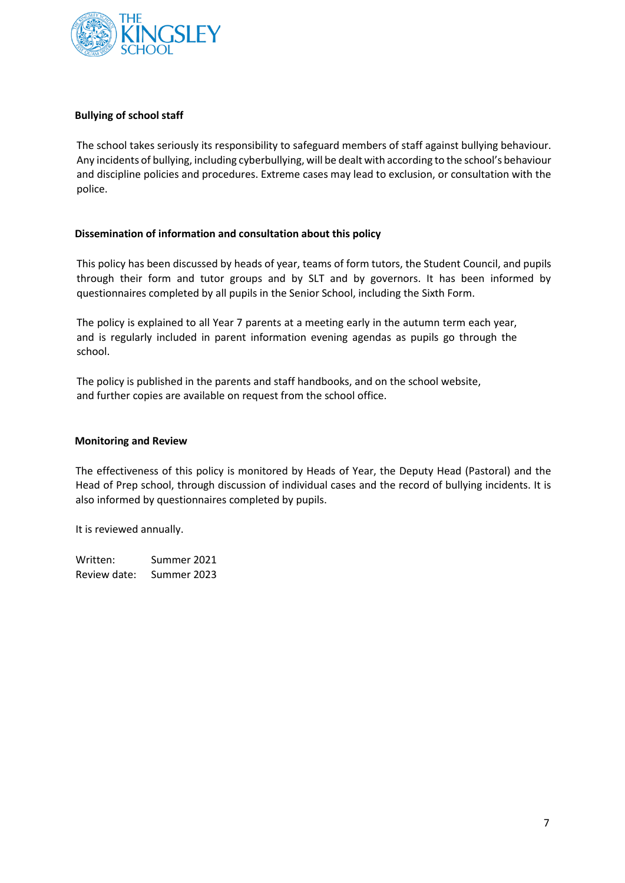**Bullying of school staff**

The school takes seriously its responsibility to safeguard members of staff against bullying behaviour. Any incidents of bullying, including cyberbullying, will be dealt with according to the school's behaviour and discipline policies and procedures. Extreme cases may lead to exclusion, or consultation with the police.

**Dissemination of information and consultation about this policy**

This policy has been discussed by heads of year, teams of form tutors, the Student Council, and pupils through their form and tutor groups and by SLT and by governors. It has been informed by questionnaires completed by all pupils in the Senior School, including the Sixth Form.

The policy is explained to all Year 7 parents at a meeting early in the autumn term each year, and is regularly included in parent information evening agendas as pupils go through the school.

The policy is published in the parents and staff handbooks, and on the school website, and further copies are available on request from the school office.

**Monitoring and Review**

The effectiveness of this policy is monitored by Heads of Year, the Deputy Head (Pastoral) and the Head of Prep school, through discussion of individual cases and the record of bullying incidents. It is also informed by questionnaires completed by pupils.

It is reviewed annually.

Written: Summer 2021
Review date: Summer 2023